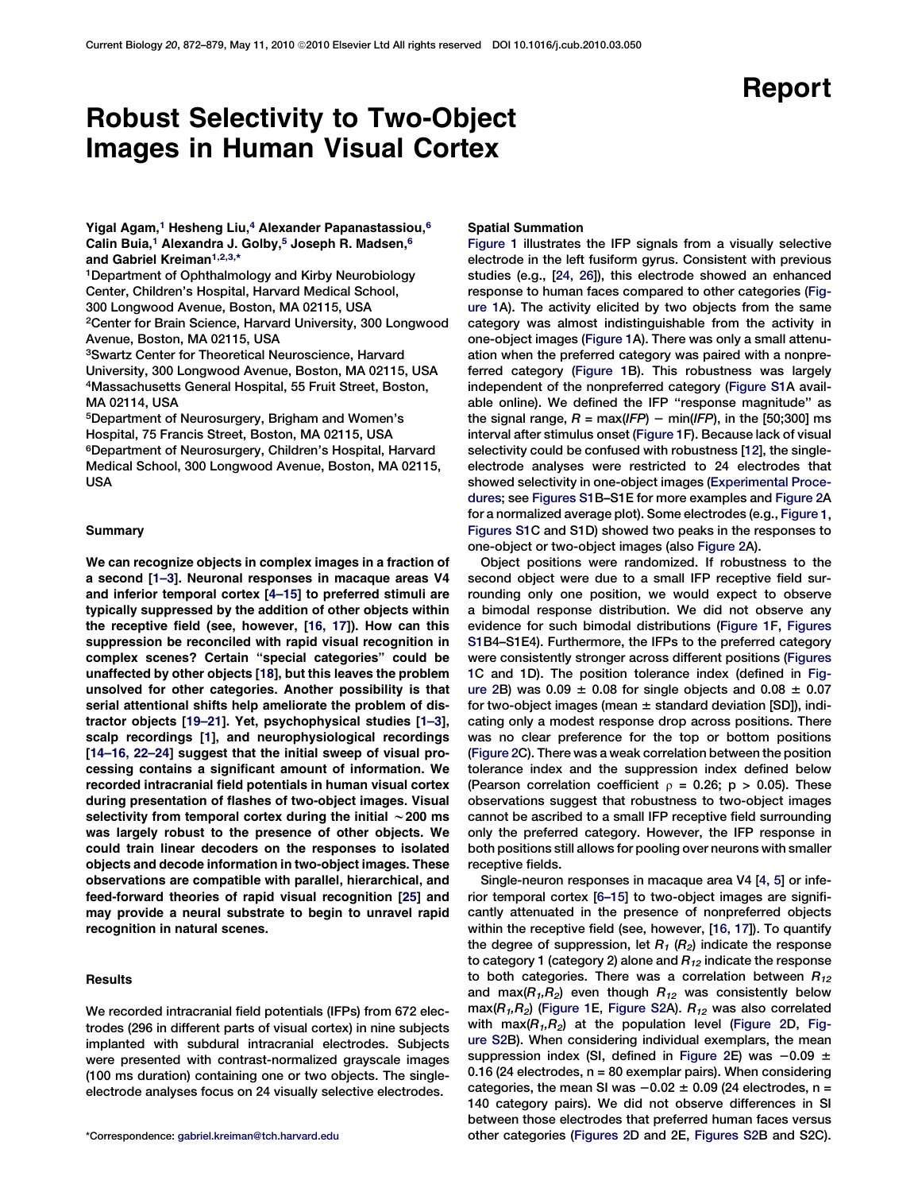Report

# Robust Selectivity to Two-Object Images in Human Visual Cortex

**Yigal Agam,[1] Hesheng Liu,[4] Alexander Papanastassiou,[6] Calin Buia,[1] Alexandra J. Golby,[5] Joseph R. Madsen,[6] and Gabriel Kreiman[1,2,3,*]**

[1]Department of Ophthalmology and Kirby Neurobiology Center, Children's Hospital, Harvard Medical School, 300 Longwood Avenue, Boston, MA 02115, USA
[2]Center for Brain Science, Harvard University, 300 Longwood Avenue, Boston, MA 02115, USA
[3]Swartz Center for Theoretical Neuroscience, Harvard University, 300 Longwood Avenue, Boston, MA 02115, USA
[4]Massachusetts General Hospital, 55 Fruit Street, Boston, MA 02114, USA
[5]Department of Neurosurgery, Brigham and Women's Hospital, 75 Francis Street, Boston, MA 02115, USA
[6]Department of Neurosurgery, Children's Hospital, Harvard Medical School, 300 Longwood Avenue, Boston, MA 02115, USA

## Summary

**We can recognize objects in complex images in a fraction of a second [1–3]. Neuronal responses in macaque areas V4 and inferior temporal cortex [4–15] to preferred stimuli are typically suppressed by the addition of other objects within the receptive field (see, however, [16, 17]). How can this suppression be reconciled with rapid visual recognition in complex scenes? Certain "special categories" could be unaffected by other objects [18], but this leaves the problem unsolved for other categories. Another possibility is that serial attentional shifts help ameliorate the problem of distractor objects [19–21]. Yet, psychophysical studies [1–3], scalp recordings [1], and neurophysiological recordings [14–16, 22–24] suggest that the initial sweep of visual processing contains a significant amount of information. We recorded intracranial field potentials in human visual cortex during presentation of flashes of two-object images. Visual selectivity from temporal cortex during the initial ~200 ms was largely robust to the presence of other objects. We could train linear decoders on the responses to isolated objects and decode information in two-object images. These observations are compatible with parallel, hierarchical, and feed-forward theories of rapid visual recognition [25] and may provide a neural substrate to begin to unravel rapid recognition in natural scenes.**

## Results

We recorded intracranial field potentials (IFPs) from 672 electrodes (296 in different parts of visual cortex) in nine subjects implanted with subdural intracranial electrodes. Subjects were presented with contrast-normalized grayscale images (100 ms duration) containing one or two objects. The single-electrode analyses focus on 24 visually selective electrodes.

*Correspondence: gabriel.kreiman@tch.harvard.edu

### Spatial Summation

Figure 1 illustrates the IFP signals from a visually selective electrode in the left fusiform gyrus. Consistent with previous studies (e.g., [24, 26]), this electrode showed an enhanced response to human faces compared to other categories (Figure 1A). The activity elicited by two objects from the same category was almost indistinguishable from the activity in one-object images (Figure 1A). There was only a small attenuation when the preferred category was paired with a nonpreferred category (Figure 1B). This robustness was largely independent of the nonpreferred category (Figure S1A available online). We defined the IFP "response magnitude" as the signal range, $R = \max(IFP) - \min(IFP)$, in the [50;300] ms interval after stimulus onset (Figure 1F). Because lack of visual selectivity could be confused with robustness [12], the single-electrode analyses were restricted to 24 electrodes that showed selectivity in one-object images (Experimental Procedures; see Figures S1B–S1E for more examples and Figure 2A for a normalized average plot). Some electrodes (e.g., Figure 1, Figures S1C and S1D) showed two peaks in the responses to one-object or two-object images (also Figure 2A).

Object positions were randomized. If robustness to the second object were due to a small IFP receptive field surrounding only one position, we would expect to observe a bimodal response distribution. We did not observe any evidence for such bimodal distributions (Figure 1F, Figures S1B4–S1E4). Furthermore, the IFPs to the preferred category were consistently stronger across different positions (Figures 1C and 1D). The position tolerance index (defined in Figure 2B) was 0.09 ± 0.08 for single objects and 0.08 ± 0.07 for two-object images (mean ± standard deviation [SD]), indicating only a modest response drop across positions. There was no clear preference for the top or bottom positions (Figure 2C). There was a weak correlation between the position tolerance index and the suppression index defined below (Pearson correlation coefficient $\rho = 0.26$; $p > 0.05$). These observations suggest that robustness to two-object images cannot be ascribed to a small IFP receptive field surrounding only the preferred category. However, the IFP response in both positions still allows for pooling over neurons with smaller receptive fields.

Single-neuron responses in macaque area V4 [4, 5] or inferior temporal cortex [6–15] to two-object images are significantly attenuated in the presence of nonpreferred objects within the receptive field (see, however, [16, 17]). To quantify the degree of suppression, let $R_1$ ($R_2$) indicate the response to category 1 (category 2) alone and $R_{12}$ indicate the response to both categories. There was a correlation between $R_{12}$ and $\max(R_1,R_2)$ even though $R_{12}$ was consistently below $\max(R_1,R_2)$ (Figure 1E, Figure S2A). $R_{12}$ was also correlated with $\max(R_1,R_2)$ at the population level (Figure 2D, Figure S2B). When considering individual exemplars, the mean suppression index (SI, defined in Figure 2E) was −0.09 ± 0.16 (24 electrodes, n = 80 exemplar pairs). When considering categories, the mean SI was −0.02 ± 0.09 (24 electrodes, n = 140 category pairs). We did not observe differences in SI between those electrodes that preferred human faces versus other categories (Figures 2D and 2E, Figures S2B and S2C).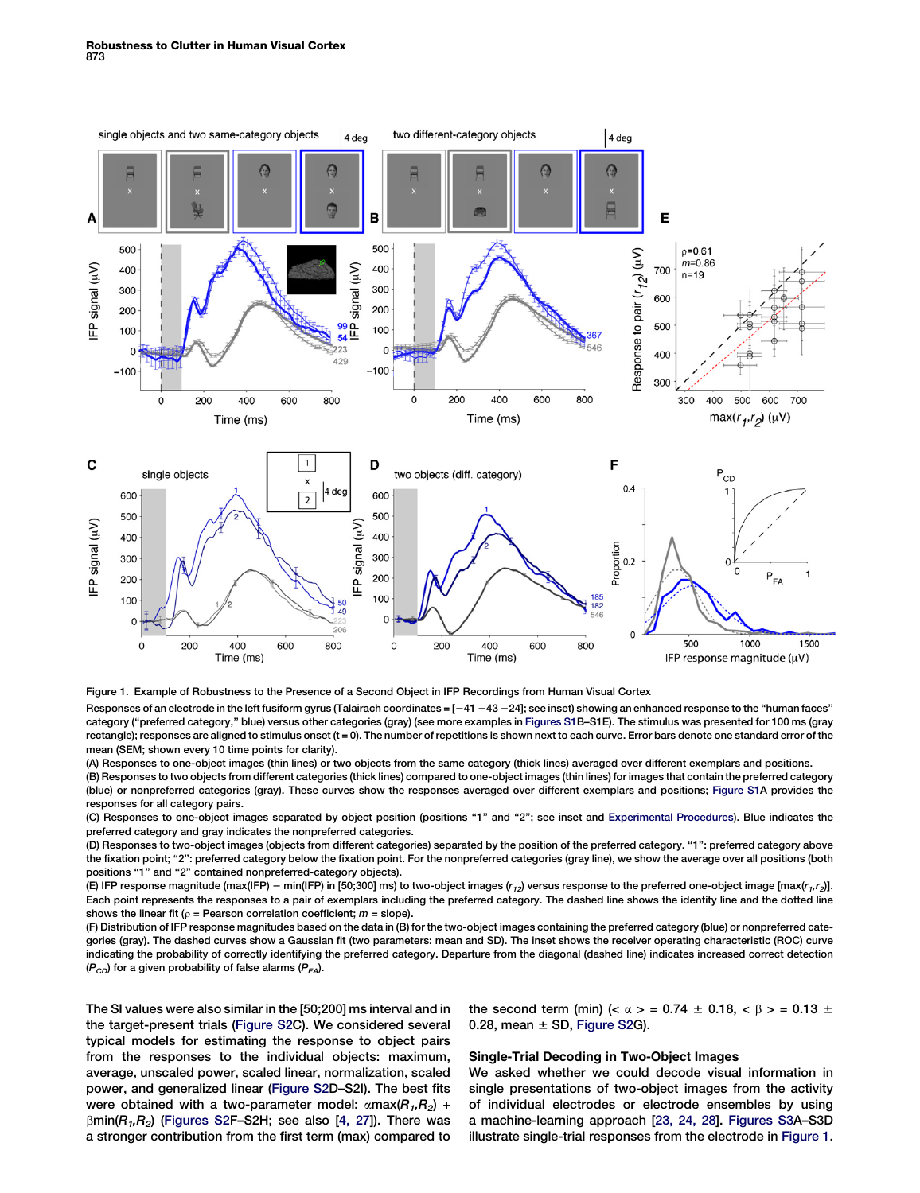Figure 1. Example of Robustness to the Presence of a Second Object in IFP Recordings from Human Visual Cortex

Responses of an electrode in the left fusiform gyrus (Talairach coordinates = [−41 −43 −24]; see inset) showing an enhanced response to the "human faces" category ("preferred category," blue) versus other categories (gray) (see more examples in Figures S1B–S1E). The stimulus was presented for 100 ms (gray rectangle); responses are aligned to stimulus onset (t = 0). The number of repetitions is shown next to each curve. Error bars denote one standard error of the mean (SEM; shown every 10 time points for clarity).

(A) Responses to one-object images (thin lines) or two objects from the same category (thick lines) averaged over different exemplars and positions.

(B) Responses to two objects from different categories (thick lines) compared to one-object images (thin lines) for images that contain the preferred category (blue) or nonpreferred categories (gray). These curves show the responses averaged over different exemplars and positions; Figure S1A provides the responses for all category pairs.

(C) Responses to one-object images separated by object position (positions "1" and "2"; see inset and Experimental Procedures). Blue indicates the preferred category and gray indicates the nonpreferred categories.

(D) Responses to two-object images (objects from different categories) separated by the position of the preferred category. "1": preferred category above the fixation point; "2": preferred category below the fixation point. For the nonpreferred categories (gray line), we show the average over all positions (both positions "1" and "2" contained nonpreferred-category objects).

(E) IFP response magnitude (max(IFP) − min(IFP) in [50;300] ms) to two-object images ($r_{12}$) versus response to the preferred one-object image [max($r_1$,$r_2$)]. Each point represents the responses to a pair of exemplars including the preferred category. The dashed line shows the identity line and the dotted line shows the linear fit ($\rho$ = Pearson correlation coefficient; $m$ = slope).

(F) Distribution of IFP response magnitudes based on the data in (B) for the two-object images containing the preferred category (blue) or nonpreferred categories (gray). The dashed curves show a Gaussian fit (two parameters: mean and SD). The inset shows the receiver operating characteristic (ROC) curve indicating the probability of correctly identifying the preferred category. Departure from the diagonal (dashed line) indicates increased correct detection ($P_{CD}$) for a given probability of false alarms ($P_{FA}$).

The SI values were also similar in the [50;200] ms interval and in the target-present trials (Figure S2C). We considered several typical models for estimating the response to object pairs from the responses to the individual objects: maximum, average, unscaled power, scaled linear, normalization, scaled power, and generalized linear (Figure S2D–S2I). The best fits were obtained with a two-parameter model: $\alpha\max(R_1,R_2)$ + $\beta\min(R_1,R_2)$ (Figures S2F–S2H; see also [4, 27]). There was a stronger contribution from the first term (max) compared to the second term (min) ($<\alpha>$ = 0.74 ± 0.18, $<\beta>$ = 0.13 ± 0.28, mean ± SD, Figure S2G).

## Single-Trial Decoding in Two-Object Images

We asked whether we could decode visual information in single presentations of two-object images from the activity of individual electrodes or electrode ensembles by using a machine-learning approach [23, 24, 28]. Figures S3A–S3D illustrate single-trial responses from the electrode in Figure 1.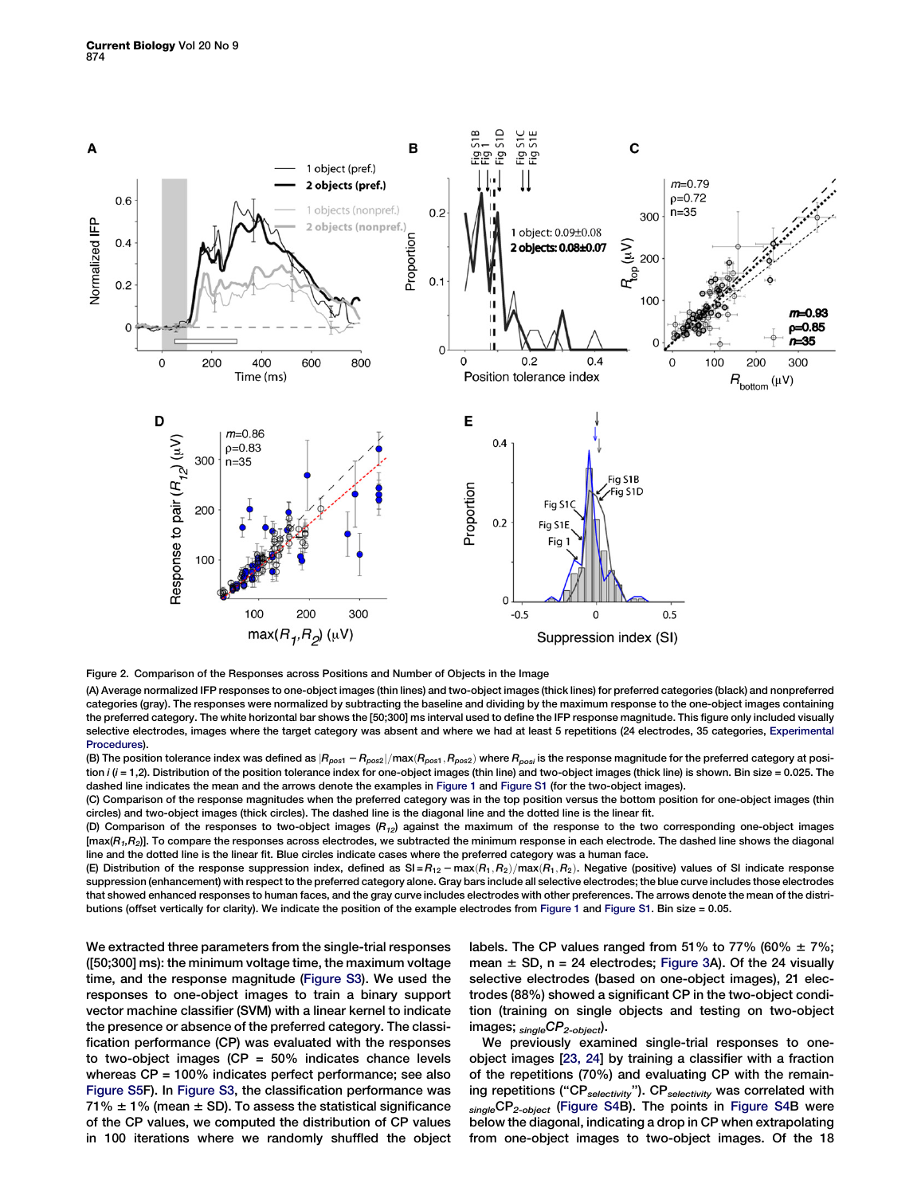Figure 2. Comparison of the Responses across Positions and Number of Objects in the Image

(A) Average normalized IFP responses to one-object images (thin lines) and two-object images (thick lines) for preferred categories (black) and nonpreferred categories (gray). The responses were normalized by subtracting the baseline and dividing by the maximum response to the one-object images containing the preferred category. The white horizontal bar shows the [50;300] ms interval used to define the IFP response magnitude. This figure only included visually selective electrodes, images where the target category was absent and where we had at least 5 repetitions (24 electrodes, 35 categories, Experimental Procedures).

(B) The position tolerance index was defined as $|R_{pos1} - R_{pos2}|/\max(R_{pos1}, R_{pos2})$ where $R_{posi}$ is the response magnitude for the preferred category at position $i$ ($i = 1,2$). Distribution of the position tolerance index for one-object images (thin line) and two-object images (thick line) is shown. Bin size = 0.025. The dashed line indicates the mean and the arrows denote the examples in Figure 1 and Figure S1 (for the two-object images).

(C) Comparison of the response magnitudes when the preferred category was in the top position versus the bottom position for one-object images (thin circles) and two-object images (thick circles). The dashed line is the diagonal line and the dotted line is the linear fit.

(D) Comparison of the responses to two-object images ($R_{12}$) against the maximum of the response to the two corresponding one-object images [$\max(R_1,R_2)$]. To compare the responses across electrodes, we subtracted the minimum response in each electrode. The dashed line shows the diagonal line and the dotted line is the linear fit. Blue circles indicate cases where the preferred category was a human face.

(E) Distribution of the response suppression index, defined as $SI = R_{12} - \max(R_1, R_2)/\max(R_1, R_2)$. Negative (positive) values of SI indicate response suppression (enhancement) with respect to the preferred category alone. Gray bars include all selective electrodes; the blue curve includes those electrodes that showed enhanced responses to human faces, and the gray curve includes electrodes with other preferences. The arrows denote the mean of the distributions (offset vertically for clarity). We indicate the position of the example electrodes from Figure 1 and Figure S1. Bin size = 0.05.

We extracted three parameters from the single-trial responses ([50;300] ms): the minimum voltage time, the maximum voltage time, and the response magnitude (Figure S3). We used the responses to one-object images to train a binary support vector machine classifier (SVM) with a linear kernel to indicate the presence or absence of the preferred category. The classification performance (CP) was evaluated with the responses to two-object images (CP = 50% indicates chance levels whereas CP = 100% indicates perfect performance; see also Figure S5F). In Figure S3, the classification performance was 71% ± 1% (mean ± SD). To assess the statistical significance of the CP values, we computed the distribution of CP values in 100 iterations where we randomly shuffled the object labels. The CP values ranged from 51% to 77% (60% ± 7%; mean ± SD, n = 24 electrodes; Figure 3A). Of the 24 visually selective electrodes (based on one-object images), 21 electrodes (88%) showed a significant CP in the two-object condition (training on single objects and testing on two-object images; ${}_{single}CP_{2\text{-}object}$).

We previously examined single-trial responses to one-object images [23, 24] by training a classifier with a fraction of the repetitions (70%) and evaluating CP with the remaining repetitions ("$CP_{selectivity}$"). $CP_{selectivity}$ was correlated with ${}_{single}CP_{2\text{-}object}$ (Figure S4B). The points in Figure S4B were below the diagonal, indicating a drop in CP when extrapolating from one-object images to two-object images. Of the 18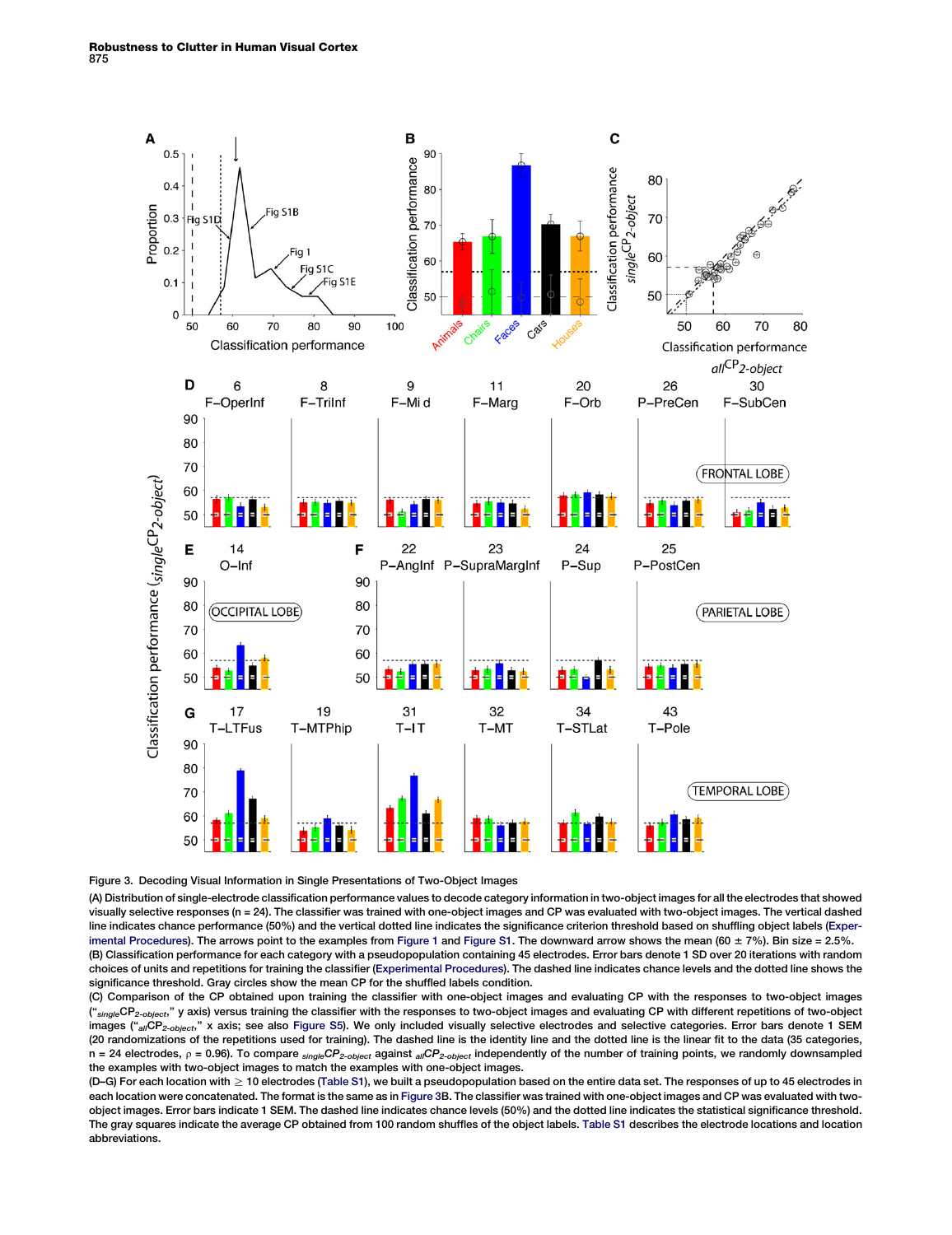Figure 3. Decoding Visual Information in Single Presentations of Two-Object Images

(A) Distribution of single-electrode classification performance values to decode category information in two-object images for all the electrodes that showed visually selective responses (n = 24). The classifier was trained with one-object images and CP was evaluated with two-object images. The vertical dashed line indicates chance performance (50%) and the vertical dotted line indicates the significance criterion threshold based on shuffling object labels (Experimental Procedures). The arrows point to the examples from Figure 1 and Figure S1. The downward arrow shows the mean (60 ± 7%). Bin size = 2.5%.

(B) Classification performance for each category with a pseudopopulation containing 45 electrodes. Error bars denote 1 SD over 20 iterations with random choices of units and repetitions for training the classifier (Experimental Procedures). The dashed line indicates chance levels and the dotted line shows the significance threshold. Gray circles show the mean CP for the shuffled labels condition.

(C) Comparison of the CP obtained upon training the classifier with one-object images and evaluating CP with the responses to two-object images ("$_{single}CP_{2\text{-}object}$," y axis) versus training the classifier with the responses to two-object images and evaluating CP with different repetitions of two-object images ("$_{all}CP_{2\text{-}object}$," x axis; see also Figure S5). We only included visually selective electrodes and selective categories. Error bars denote 1 SEM (20 randomizations of the repetitions used for training). The dashed line is the identity line and the dotted line is the linear fit to the data (35 categories, n = 24 electrodes, $\rho$ = 0.96). To compare $_{single}CP_{2\text{-}object}$ against $_{all}CP_{2\text{-}object}$ independently of the number of training points, we randomly downsampled the examples with two-object images to match the examples with one-object images.

(D–G) For each location with ≥ 10 electrodes (Table S1), we built a pseudopopulation based on the entire data set. The responses of up to 45 electrodes in each location were concatenated. The format is the same as in Figure 3B. The classifier was trained with one-object images and CP was evaluated with two-object images. Error bars indicate 1 SEM. The dashed line indicates chance levels (50%) and the dotted line indicates the statistical significance threshold. The gray squares indicate the average CP obtained from 100 random shuffles of the object labels. Table S1 describes the electrode locations and location abbreviations.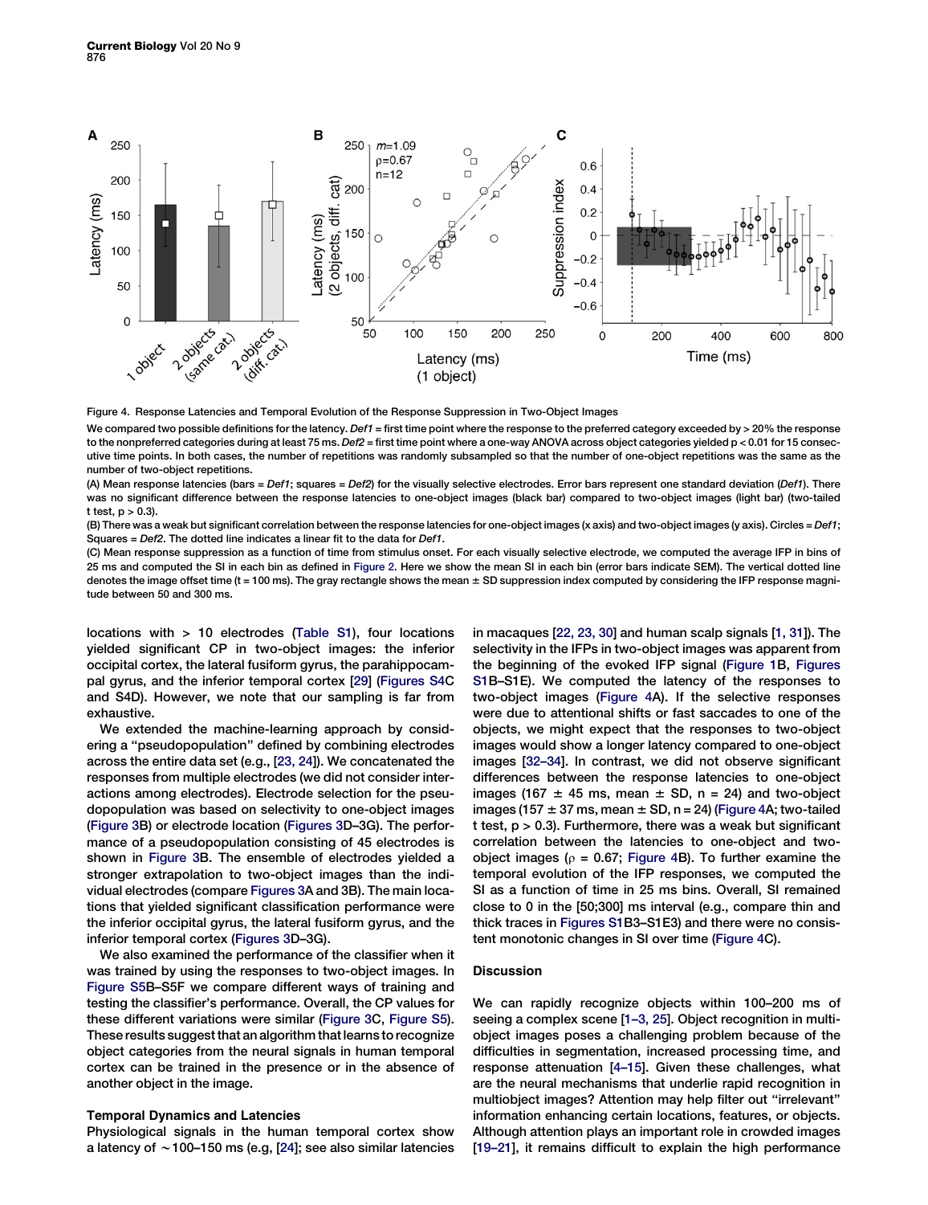Figure 4. Response Latencies and Temporal Evolution of the Response Suppression in Two-Object Images

We compared two possible definitions for the latency. *Def1* = first time point where the response to the preferred category exceeded by > 20% the response to the nonpreferred categories during at least 75 ms. *Def2* = first time point where a one-way ANOVA across object categories yielded p < 0.01 for 15 consecutive time points. In both cases, the number of repetitions was randomly subsampled so that the number of one-object repetitions was the same as the number of two-object repetitions.

(A) Mean response latencies (bars = *Def1*; squares = *Def2*) for the visually selective electrodes. Error bars represent one standard deviation (*Def1*). There was no significant difference between the response latencies to one-object images (black bar) compared to two-object images (light bar) (two-tailed t test, p > 0.3).

(B) There was a weak but significant correlation between the response latencies for one-object images (x axis) and two-object images (y axis). Circles = *Def1*; Squares = *Def2*. The dotted line indicates a linear fit to the data for *Def1*.

(C) Mean response suppression as a function of time from stimulus onset. For each visually selective electrode, we computed the average IFP in bins of 25 ms and computed the SI in each bin as defined in Figure 2. Here we show the mean SI in each bin (error bars indicate SEM). The vertical dotted line denotes the image offset time (t = 100 ms). The gray rectangle shows the mean ± SD suppression index computed by considering the IFP response magnitude between 50 and 300 ms.

locations with > 10 electrodes (Table S1), four locations yielded significant CP in two-object images: the inferior occipital cortex, the lateral fusiform gyrus, the parahippocampal gyrus, and the inferior temporal cortex [29] (Figures S4C and S4D). However, we note that our sampling is far from exhaustive.

We extended the machine-learning approach by considering a "pseudopopulation" defined by combining electrodes across the entire data set (e.g., [23, 24]). We concatenated the responses from multiple electrodes (we did not consider interactions among electrodes). Electrode selection for the pseudopopulation was based on selectivity to one-object images (Figure 3B) or electrode location (Figures 3D–3G). The performance of a pseudopopulation consisting of 45 electrodes is shown in Figure 3B. The ensemble of electrodes yielded a stronger extrapolation to two-object images than the individual electrodes (compare Figures 3A and 3B). The main locations that yielded significant classification performance were the inferior occipital gyrus, the lateral fusiform gyrus, and the inferior temporal cortex (Figures 3D–3G).

We also examined the performance of the classifier when it was trained by using the responses to two-object images. In Figure S5B–S5F we compare different ways of training and testing the classifier's performance. Overall, the CP values for these different variations were similar (Figure 3C, Figure S5). These results suggest that an algorithm that learns to recognize object categories from the neural signals in human temporal cortex can be trained in the presence or in the absence of another object in the image.

### Temporal Dynamics and Latencies

Physiological signals in the human temporal cortex show a latency of ~100–150 ms (e.g, [24]; see also similar latencies in macaques [22, 23, 30] and human scalp signals [1, 31]). The selectivity in the IFPs in two-object images was apparent from the beginning of the evoked IFP signal (Figure 1B, Figures S1B–S1E). We computed the latency of the responses to two-object images (Figure 4A). If the selective responses were due to attentional shifts or fast saccades to one of the objects, we might expect that the responses to two-object images would show a longer latency compared to one-object images [32–34]. In contrast, we did not observe significant differences between the response latencies to one-object images (167 ± 45 ms, mean ± SD, n = 24) and two-object images (157 ± 37 ms, mean ± SD, n = 24) (Figure 4A; two-tailed t test, p > 0.3). Furthermore, there was a weak but significant correlation between the latencies to one-object and two-object images (ρ = 0.67; Figure 4B). To further examine the temporal evolution of the IFP responses, we computed the SI as a function of time in 25 ms bins. Overall, SI remained close to 0 in the [50;300] ms interval (e.g., compare thin and thick traces in Figures S1B3–S1E3) and there were no consistent monotonic changes in SI over time (Figure 4C).

## Discussion

We can rapidly recognize objects within 100–200 ms of seeing a complex scene [1–3, 25]. Object recognition in multi-object images poses a challenging problem because of the difficulties in segmentation, increased processing time, and response attenuation [4–15]. Given these challenges, what are the neural mechanisms that underlie rapid recognition in multiobject images? Attention may help filter out "irrelevant" information enhancing certain locations, features, or objects. Although attention plays an important role in crowded images [19–21], it remains difficult to explain the high performance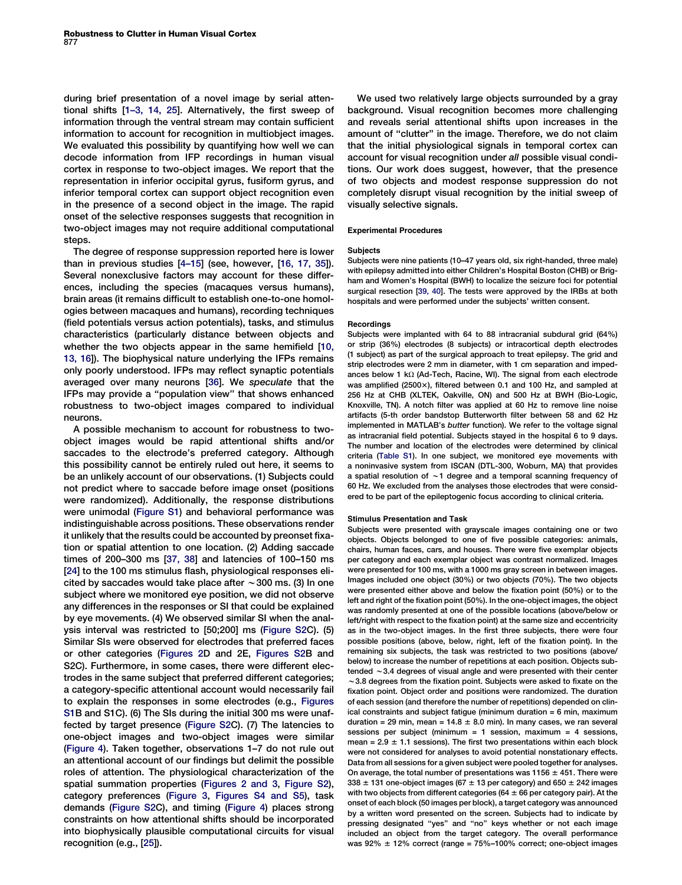during brief presentation of a novel image by serial attentional shifts [1–3, 14, 25]. Alternatively, the first sweep of information through the ventral stream may contain sufficient information to account for recognition in multiobject images. We evaluated this possibility by quantifying how well we can decode information from IFP recordings in human visual cortex in response to two-object images. We report that the representation in inferior occipital gyrus, fusiform gyrus, and inferior temporal cortex can support object recognition even in the presence of a second object in the image. The rapid onset of the selective responses suggests that recognition in two-object images may not require additional computational steps.

The degree of response suppression reported here is lower than in previous studies [4–15] (see, however, [16, 17, 35]). Several nonexclusive factors may account for these differences, including the species (macaques versus humans), brain areas (it remains difficult to establish one-to-one homologies between macaques and humans), recording techniques (field potentials versus action potentials), tasks, and stimulus characteristics (particularly distance between objects and whether the two objects appear in the same hemifield [10, 13, 16]). The biophysical nature underlying the IFPs remains only poorly understood. IFPs may reflect synaptic potentials averaged over many neurons [36]. We *speculate* that the IFPs may provide a "population view" that shows enhanced robustness to two-object images compared to individual neurons.

A possible mechanism to account for robustness to two-object images would be rapid attentional shifts and/or saccades to the electrode's preferred category. Although this possibility cannot be entirely ruled out here, it seems to be an unlikely account of our observations. (1) Subjects could not predict where to saccade before image onset (positions were randomized). Additionally, the response distributions were unimodal (Figure S1) and behavioral performance was indistinguishable across positions. These observations render it unlikely that the results could be accounted by preonset fixation or spatial attention to one location. (2) Adding saccade times of 200–300 ms [37, 38] and latencies of 100–150 ms [24] to the 100 ms stimulus flash, physiological responses elicited by saccades would take place after ~300 ms. (3) In one subject where we monitored eye position, we did not observe any differences in the responses or SI that could be explained by eye movements. (4) We observed similar SI when the analysis interval was restricted to [50;200] ms (Figure S2C). (5) Similar SIs were observed for electrodes that preferred faces or other categories (Figures 2D and 2E, Figures S2B and S2C). Furthermore, in some cases, there were different electrodes in the same subject that preferred different categories; a category-specific attentional account would necessarily fail to explain the responses in some electrodes (e.g., Figures S1B and S1C). (6) The SIs during the initial 300 ms were unaffected by target presence (Figure S2C). (7) The latencies to one-object images and two-object images were similar (Figure 4). Taken together, observations 1–7 do not rule out an attentional account of our findings but delimit the possible roles of attention. The physiological characterization of the spatial summation properties (Figures 2 and 3, Figure S2), category preferences (Figure 3, Figures S4 and S5), task demands (Figure S2C), and timing (Figure 4) places strong constraints on how attentional shifts should be incorporated into biophysically plausible computational circuits for visual recognition (e.g., [25]).

We used two relatively large objects surrounded by a gray background. Visual recognition becomes more challenging and reveals serial attentional shifts upon increases in the amount of "clutter" in the image. Therefore, we do not claim that the initial physiological signals in temporal cortex can account for visual recognition under *all* possible visual conditions. Our work does suggest, however, that the presence of two objects and modest response suppression do not completely disrupt visual recognition by the initial sweep of visually selective signals.

## Experimental Procedures

### Subjects

Subjects were nine patients (10–47 years old, six right-handed, three male) with epilepsy admitted into either Children's Hospital Boston (CHB) or Brigham and Women's Hospital (BWH) to localize the seizure foci for potential surgical resection [39, 40]. The tests were approved by the IRBs at both hospitals and were performed under the subjects' written consent.

### Recordings

Subjects were implanted with 64 to 88 intracranial subdural grid (64%) or strip (36%) electrodes (8 subjects) or intracortical depth electrodes (1 subject) as part of the surgical approach to treat epilepsy. The grid and strip electrodes were 2 mm in diameter, with 1 cm separation and impedances below 1 kΩ (Ad-Tech, Racine, WI). The signal from each electrode was amplified (2500×), filtered between 0.1 and 100 Hz, and sampled at 256 Hz at CHB (XLTEK, Oakville, ON) and 500 Hz at BWH (Bio-Logic, Knoxville, TN). A notch filter was applied at 60 Hz to remove line noise artifacts (5-th order bandstop Butterworth filter between 58 and 62 Hz implemented in MATLAB's *butter* function). We refer to the voltage signal as intracranial field potential. Subjects stayed in the hospital 6 to 9 days. The number and location of the electrodes were determined by clinical criteria (Table S1). In one subject, we monitored eye movements with a noninvasive system from ISCAN (DTL-300, Woburn, MA) that provides a spatial resolution of ~1 degree and a temporal scanning frequency of 60 Hz. We excluded from the analyses those electrodes that were considered to be part of the epileptogenic focus according to clinical criteria.

### Stimulus Presentation and Task

Subjects were presented with grayscale images containing one or two objects. Objects belonged to one of five possible categories: animals, chairs, human faces, cars, and houses. There were five exemplar objects per category and each exemplar object was contrast normalized. Images were presented for 100 ms, with a 1000 ms gray screen in between images. Images included one object (30%) or two objects (70%). The two objects were presented either above and below the fixation point (50%) or to the left and right of the fixation point (50%). In the one-object images, the object was randomly presented at one of the possible locations (above/below or left/right with respect to the fixation point) at the same size and eccentricity as in the two-object images. In the first three subjects, there were four possible positions (above, below, right, left of the fixation point). In the remaining six subjects, the task was restricted to two positions (above/below) to increase the number of repetitions at each position. Objects subtended ~3.4 degrees of visual angle and were presented with their center ~3.8 degrees from the fixation point. Subjects were asked to fixate on the fixation point. Object order and positions were randomized. The duration of each session (and therefore the number of repetitions) depended on clinical constraints and subject fatigue (minimum duration = 6 min, maximum duration = 29 min, mean = 14.8 ± 8.0 min). In many cases, we ran several sessions per subject (minimum = 1 session, maximum = 4 sessions, mean = 2.9 ± 1.1 sessions). The first two presentations within each block were not considered for analyses to avoid potential nonstationary effects. Data from all sessions for a given subject were pooled together for analyses. On average, the total number of presentations was 1156 ± 451. There were 338 ± 131 one-object images (67 ± 13 per category) and 650 ± 242 images with two objects from different categories (64 ± 66 per category pair). At the onset of each block (50 images per block), a target category was announced by a written word presented on the screen. Subjects had to indicate by pressing designated "yes" and "no" keys whether or not each image included an object from the target category. The overall performance was 92% ± 12% correct (range = 75%–100% correct; one-object images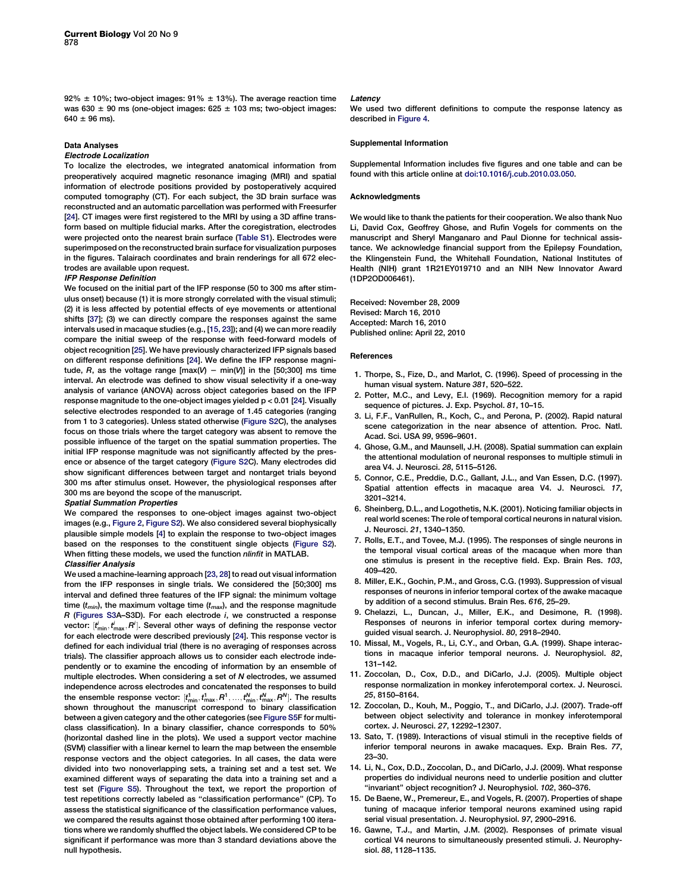92% ± 10%; two-object images: 91% ± 13%). The average reaction time was 630 ± 90 ms (one-object images: 625 ± 103 ms; two-object images: 640 ± 96 ms).

### Data Analyses

#### *Electrode Localization*

To localize the electrodes, we integrated anatomical information from preoperatively acquired magnetic resonance imaging (MRI) and spatial information of electrode positions provided by postoperatively acquired computed tomography (CT). For each subject, the 3D brain surface was reconstructed and an automatic parcellation was performed with Freesurfer [24]. CT images were first registered to the MRI by using a 3D affine transform based on multiple fiducial marks. After the coregistration, electrodes were projected onto the nearest brain surface (Table S1). Electrodes were superimposed on the reconstructed brain surface for visualization purposes in the figures. Talairach coordinates and brain renderings for all 672 electrodes are available upon request.

#### *IFP Response Definition*

We focused on the initial part of the IFP response (50 to 300 ms after stimulus onset) because (1) it is more strongly correlated with the visual stimuli; (2) it is less affected by potential effects of eye movements or attentional shifts [37]; (3) we can directly compare the responses against the same intervals used in macaque studies (e.g., [15, 23]); and (4) we can more readily compare the initial sweep of the response with feed-forward models of object recognition [25]. We have previously characterized IFP signals based on different response definitions [24]. We define the IFP response magnitude, $R$, as the voltage range [max($V$) − min($V$)] in the [50;300] ms time interval. An electrode was defined to show visual selectivity if a one-way analysis of variance (ANOVA) across object categories based on the IFP response magnitude to the one-object images yielded $p < 0.01$ [24]. Visually selective electrodes responded to an average of 1.45 categories (ranging from 1 to 3 categories). Unless stated otherwise (Figure S2C), the analyses focus on those trials where the target category was absent to remove the possible influence of the target on the spatial summation properties. The initial IFP response magnitude was not significantly affected by the presence or absence of the target category (Figure S2C). Many electrodes did show significant differences between target and nontarget trials beyond 300 ms after stimulus onset. However, the physiological responses after 300 ms are beyond the scope of the manuscript.

#### *Spatial Summation Properties*

We compared the responses to one-object images against two-object images (e.g., Figure 2, Figure S2). We also considered several biophysically plausible simple models [4] to explain the response to two-object images based on the responses to the constituent single objects (Figure S2). When fitting these models, we used the function *nlinfit* in MATLAB.

#### *Classifier Analysis*

We used a machine-learning approach [23, 28] to read out visual information from the IFP responses in single trials. We considered the [50;300] ms interval and defined three features of the IFP signal: the minimum voltage time ($t_{min}$), the maximum voltage time ($t_{max}$), and the response magnitude $R$ (Figures S3A–S3D). For each electrode $i$, we constructed a response vector: $[t^i_{min}, t^i_{max}, R^i]$. Several other ways of defining the response vector for each electrode were described previously [24]. This response vector is defined for each individual trial (there is no averaging of responses across trials). The classifier approach allows us to consider each electrode independently or to examine the encoding of information by an ensemble of multiple electrodes. When considering a set of $N$ electrodes, we assumed independence across electrodes and concatenated the responses to build the ensemble response vector: $[t^1_{min}, t^1_{max}, R^1, \ldots, t^N_{min}, t^N_{max}, R^N]$. The results shown throughout the manuscript correspond to binary classification between a given category and the other categories (see Figure S5F for multiclass classification). In a binary classifier, chance corresponds to 50% (horizontal dashed line in the plots). We used a support vector machine (SVM) classifier with a linear kernel to learn the map between the ensemble response vectors and the object categories. In all cases, the data were divided into two nonoverlapping sets, a training set and a test set. We examined different ways of separating the data into a training set and a test set (Figure S5). Throughout the text, we report the proportion of test repetitions correctly labeled as "classification performance" (CP). To assess the statistical significance of the classification performance values, we compared the results against those obtained after performing 100 iterations where we randomly shuffled the object labels. We considered CP to be significant if performance was more than 3 standard deviations above the null hypothesis.

#### *Latency*

We used two different definitions to compute the response latency as described in Figure 4.

### Supplemental Information

Supplemental Information includes five figures and one table and can be found with this article online at doi:10.1016/j.cub.2010.03.050.

### Acknowledgments

We would like to thank the patients for their cooperation. We also thank Nuo Li, David Cox, Geoffrey Ghose, and Rufin Vogels for comments on the manuscript and Sheryl Manganaro and Paul Dionne for technical assistance. We acknowledge financial support from the Epilepsy Foundation, the Klingenstein Fund, the Whitehall Foundation, National Institutes of Health (NIH) grant 1R21EY019710 and an NIH New Innovator Award (1DP2OD006461).

Received: November 28, 2009
Revised: March 16, 2010
Accepted: March 16, 2010
Published online: April 22, 2010

### References

1. Thorpe, S., Fize, D., and Marlot, C. (1996). Speed of processing in the human visual system. Nature *381*, 520–522.
2. Potter, M.C., and Levy, E.I. (1969). Recognition memory for a rapid sequence of pictures. J. Exp. Psychol. *81*, 10–15.
3. Li, F.F., VanRullen, R., Koch, C., and Perona, P. (2002). Rapid natural scene categorization in the near absence of attention. Proc. Natl. Acad. Sci. USA *99*, 9596–9601.
4. Ghose, G.M., and Maunsell, J.H. (2008). Spatial summation can explain the attentional modulation of neuronal responses to multiple stimuli in area V4. J. Neurosci. *28*, 5115–5126.
5. Connor, C.E., Preddie, D.C., Gallant, J.L., and Van Essen, D.C. (1997). Spatial attention effects in macaque area V4. J. Neurosci. *17*, 3201–3214.
6. Sheinberg, D.L., and Logothetis, N.K. (2001). Noticing familiar objects in real world scenes: The role of temporal cortical neurons in natural vision. J. Neurosci. *21*, 1340–1350.
7. Rolls, E.T., and Tovee, M.J. (1995). The responses of single neurons in the temporal visual cortical areas of the macaque when more than one stimulus is present in the receptive field. Exp. Brain Res. *103*, 409–420.
8. Miller, E.K., Gochin, P.M., and Gross, C.G. (1993). Suppression of visual responses of neurons in inferior temporal cortex of the awake macaque by addition of a second stimulus. Brain Res. *616*, 25–29.
9. Chelazzi, L., Duncan, J., Miller, E.K., and Desimone, R. (1998). Responses of neurons in inferior temporal cortex during memory-guided visual search. J. Neurophysiol. *80*, 2918–2940.
10. Missal, M., Vogels, R., Li, C.Y., and Orban, G.A. (1999). Shape interactions in macaque inferior temporal neurons. J. Neurophysiol. *82*, 131–142.
11. Zoccolan, D., Cox, D.D., and DiCarlo, J.J. (2005). Multiple object response normalization in monkey inferotemporal cortex. J. Neurosci. *25*, 8150–8164.
12. Zoccolan, D., Kouh, M., Poggio, T., and DiCarlo, J.J. (2007). Trade-off between object selectivity and tolerance in monkey inferotemporal cortex. J. Neurosci. *27*, 12292–12307.
13. Sato, T. (1989). Interactions of visual stimuli in the receptive fields of inferior temporal neurons in awake macaques. Exp. Brain Res. *77*, 23–30.
14. Li, N., Cox, D.D., Zoccolan, D., and DiCarlo, J.J. (2009). What response properties do individual neurons need to underlie position and clutter "invariant" object recognition? J. Neurophysiol. *102*, 360–376.
15. De Baene, W., Premereur, E., and Vogels, R. (2007). Properties of shape tuning of macaque inferior temporal neurons examined using rapid serial visual presentation. J. Neurophysiol. *97*, 2900–2916.
16. Gawne, T.J., and Martin, J.M. (2002). Responses of primate visual cortical V4 neurons to simultaneously presented stimuli. J. Neurophysiol. *88*, 1128–1135.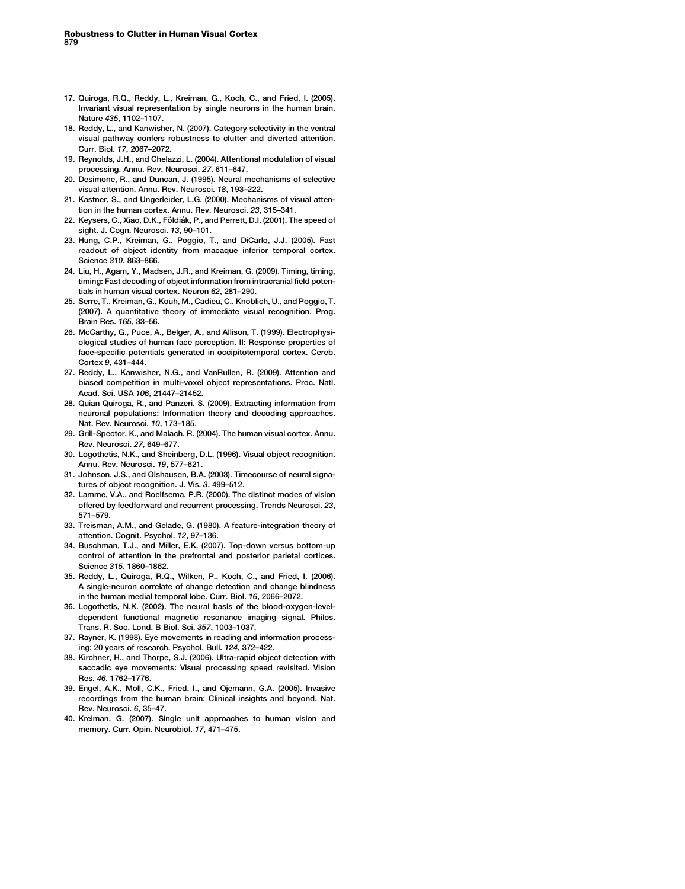17. Quiroga, R.Q., Reddy, L., Kreiman, G., Koch, C., and Fried, I. (2005). Invariant visual representation by single neurons in the human brain. Nature *435*, 1102–1107.
18. Reddy, L., and Kanwisher, N. (2007). Category selectivity in the ventral visual pathway confers robustness to clutter and diverted attention. Curr. Biol. *17*, 2067–2072.
19. Reynolds, J.H., and Chelazzi, L. (2004). Attentional modulation of visual processing. Annu. Rev. Neurosci. *27*, 611–647.
20. Desimone, R., and Duncan, J. (1995). Neural mechanisms of selective visual attention. Annu. Rev. Neurosci. *18*, 193–222.
21. Kastner, S., and Ungerleider, L.G. (2000). Mechanisms of visual attention in the human cortex. Annu. Rev. Neurosci. *23*, 315–341.
22. Keysers, C., Xiao, D.K., Földiák, P., and Perrett, D.I. (2001). The speed of sight. J. Cogn. Neurosci. *13*, 90–101.
23. Hung, C.P., Kreiman, G., Poggio, T., and DiCarlo, J.J. (2005). Fast readout of object identity from macaque inferior temporal cortex. Science *310*, 863–866.
24. Liu, H., Agam, Y., Madsen, J.R., and Kreiman, G. (2009). Timing, timing, timing: Fast decoding of object information from intracranial field potentials in human visual cortex. Neuron *62*, 281–290.
25. Serre, T., Kreiman, G., Kouh, M., Cadieu, C., Knoblich, U., and Poggio, T. (2007). A quantitative theory of immediate visual recognition. Prog. Brain Res. *165*, 33–56.
26. McCarthy, G., Puce, A., Belger, A., and Allison, T. (1999). Electrophysiological studies of human face perception. II: Response properties of face-specific potentials generated in occipitotemporal cortex. Cereb. Cortex *9*, 431–444.
27. Reddy, L., Kanwisher, N.G., and VanRullen, R. (2009). Attention and biased competition in multi-voxel object representations. Proc. Natl. Acad. Sci. USA *106*, 21447–21452.
28. Quian Quiroga, R., and Panzeri, S. (2009). Extracting information from neuronal populations: Information theory and decoding approaches. Nat. Rev. Neurosci. *10*, 173–185.
29. Grill-Spector, K., and Malach, R. (2004). The human visual cortex. Annu. Rev. Neurosci. *27*, 649–677.
30. Logothetis, N.K., and Sheinberg, D.L. (1996). Visual object recognition. Annu. Rev. Neurosci. *19*, 577–621.
31. Johnson, J.S., and Olshausen, B.A. (2003). Timecourse of neural signatures of object recognition. J. Vis. *3*, 499–512.
32. Lamme, V.A., and Roelfsema, P.R. (2000). The distinct modes of vision offered by feedforward and recurrent processing. Trends Neurosci. *23*, 571–579.
33. Treisman, A.M., and Gelade, G. (1980). A feature-integration theory of attention. Cognit. Psychol. *12*, 97–136.
34. Buschman, T.J., and Miller, E.K. (2007). Top-down versus bottom-up control of attention in the prefrontal and posterior parietal cortices. Science *315*, 1860–1862.
35. Reddy, L., Quiroga, R.Q., Wilken, P., Koch, C., and Fried, I. (2006). A single-neuron correlate of change detection and change blindness in the human medial temporal lobe. Curr. Biol. *16*, 2066–2072.
36. Logothetis, N.K. (2002). The neural basis of the blood-oxygen-level-dependent functional magnetic resonance imaging signal. Philos. Trans. R. Soc. Lond. B Biol. Sci. *357*, 1003–1037.
37. Rayner, K. (1998). Eye movements in reading and information processing: 20 years of research. Psychol. Bull. *124*, 372–422.
38. Kirchner, H., and Thorpe, S.J. (2006). Ultra-rapid object detection with saccadic eye movements: Visual processing speed revisited. Vision Res. *46*, 1762–1776.
39. Engel, A.K., Moll, C.K., Fried, I., and Ojemann, G.A. (2005). Invasive recordings from the human brain: Clinical insights and beyond. Nat. Rev. Neurosci. *6*, 35–47.
40. Kreiman, G. (2007). Single unit approaches to human vision and memory. Curr. Opin. Neurobiol. *17*, 471–475.